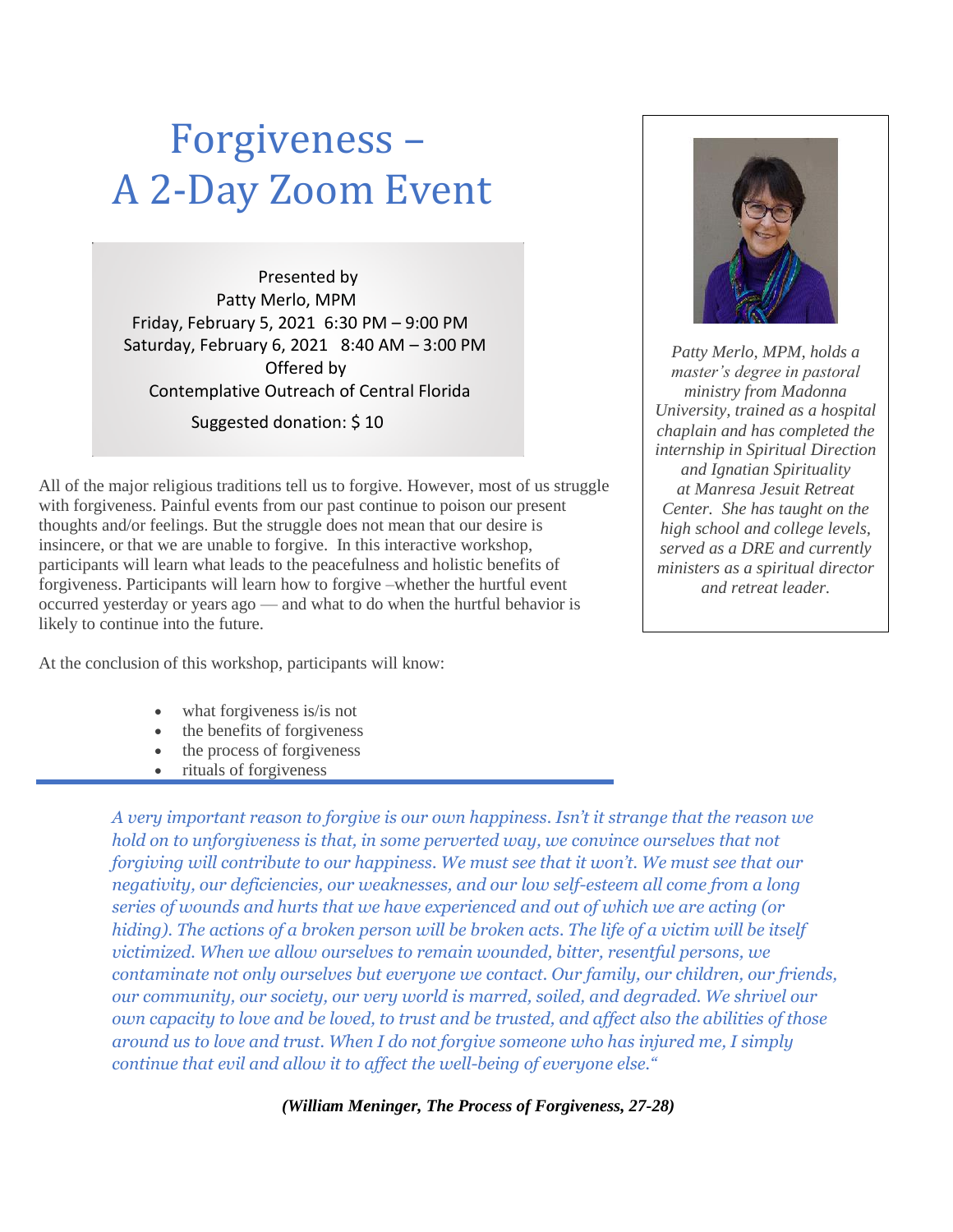# Forgiveness –
# A 2-Day Zoom Event

Presented by
Patty Merlo, MPM
Friday, February 5, 2021 6:30 PM – 9:00 PM
Saturday, February 6, 2021 8:40 AM – 3:00 PM
Offered by
Contemplative Outreach of Central Florida

Suggested donation: $ 10

*Patty Merlo, MPM, holds a master's degree in pastoral ministry from Madonna University, trained as a hospital chaplain and has completed the internship in Spiritual Direction and Ignatian Spirituality at Manresa Jesuit Retreat Center. She has taught on the high school and college levels, served as a DRE and currently ministers as a spiritual director and retreat leader.*

All of the major religious traditions tell us to forgive. However, most of us struggle with forgiveness. Painful events from our past continue to poison our present thoughts and/or feelings. But the struggle does not mean that our desire is insincere, or that we are unable to forgive. In this interactive workshop, participants will learn what leads to the peacefulness and holistic benefits of forgiveness. Participants will learn how to forgive –whether the hurtful event occurred yesterday or years ago — and what to do when the hurtful behavior is likely to continue into the future.

At the conclusion of this workshop, participants will know:

- what forgiveness is/is not
- the benefits of forgiveness
- the process of forgiveness
- rituals of forgiveness

---

*A very important reason to forgive is our own happiness. Isn't it strange that the reason we hold on to unforgiveness is that, in some perverted way, we convince ourselves that not forgiving will contribute to our happiness. We must see that it won't. We must see that our negativity, our deficiencies, our weaknesses, and our low self-esteem all come from a long series of wounds and hurts that we have experienced and out of which we are acting (or hiding). The actions of a broken person will be broken acts. The life of a victim will be itself victimized. When we allow ourselves to remain wounded, bitter, resentful persons, we contaminate not only ourselves but everyone we contact. Our family, our children, our friends, our community, our society, our very world is marred, soiled, and degraded. We shrivel our own capacity to love and be loved, to trust and be trusted, and affect also the abilities of those around us to love and trust. When I do not forgive someone who has injured me, I simply continue that evil and allow it to affect the well-being of everyone else."*

***(William Meninger, The Process of Forgiveness, 27-28)***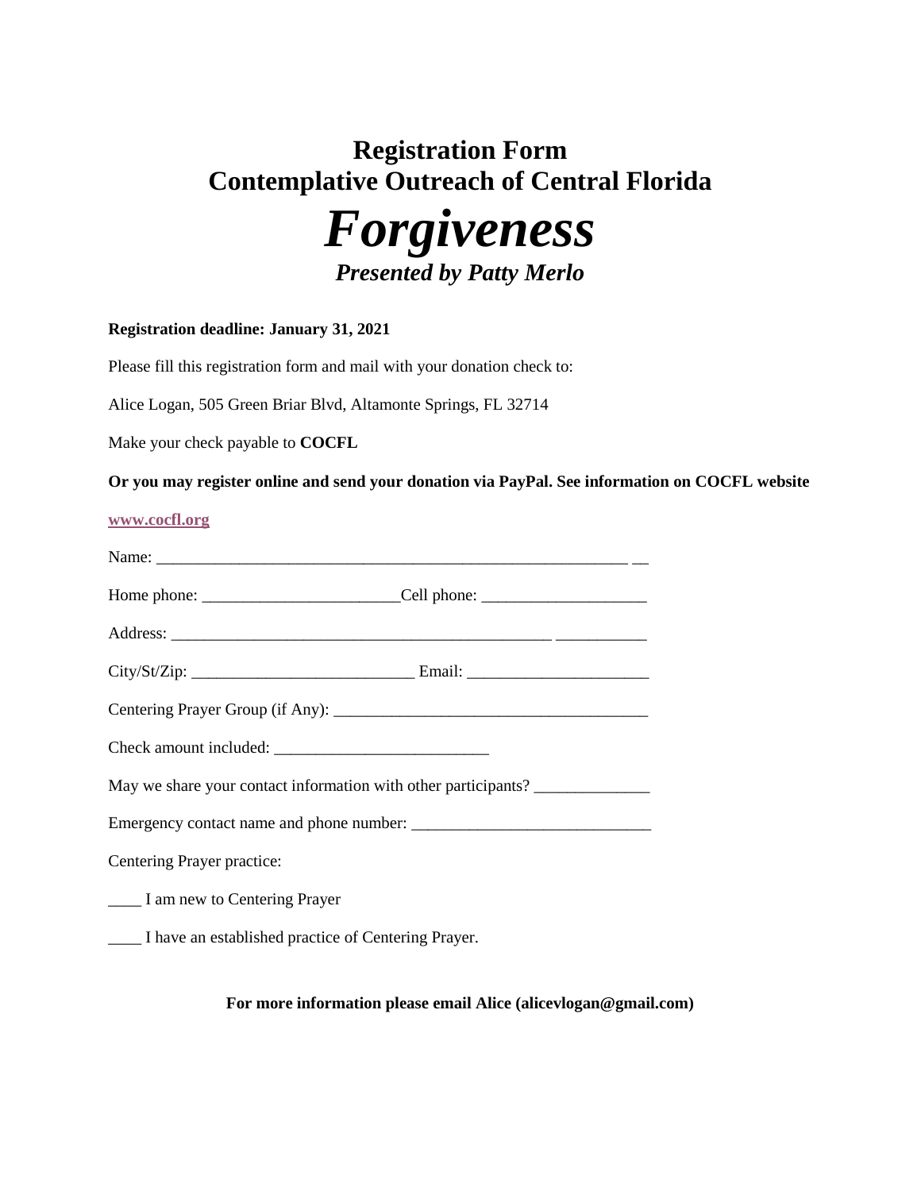# Registration Form
# Contemplative Outreach of Central Florida

# ***Forgiveness***

### ***Presented by Patty Merlo***

**Registration deadline: January 31, 2021**

Please fill this registration form and mail with your donation check to:

Alice Logan, 505 Green Briar Blvd, Altamonte Springs, FL 32714

Make your check payable to **COCFL**

**Or you may register online and send your donation via PayPal. See information on COCFL website**

**www.cocfl.org**

Name: ___________________________________________________________ __

Home phone: ________________________Cell phone: ___________________

Address: _______________________________________________ ___________

City/St/Zip: ___________________________ Email: ______________________

Centering Prayer Group (if Any): ______________________________________

Check amount included: __________________________

May we share your contact information with other participants? ______________

Emergency contact name and phone number: _____________________________

Centering Prayer practice:

____ I am new to Centering Prayer

____ I have an established practice of Centering Prayer.

**For more information please email Alice (alicevlogan@gmail.com)**